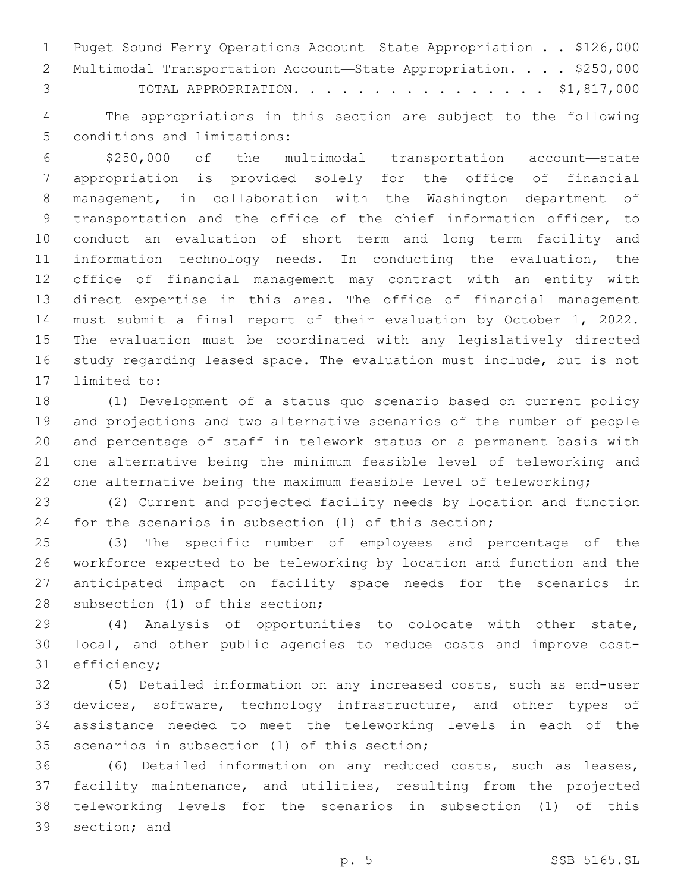Puget Sound Ferry Operations Account—State Appropriation . . $126,000
Multimodal Transportation Account—State Appropriation. . . . $250,000
TOTAL APPROPRIATION. . . . . . . . . . . . . . . . $1,817,000

The appropriations in this section are subject to the following conditions and limitations:

$250,000 of the multimodal transportation account—state appropriation is provided solely for the office of financial management, in collaboration with the Washington department of transportation and the office of the chief information officer, to conduct an evaluation of short term and long term facility and information technology needs. In conducting the evaluation, the office of financial management may contract with an entity with direct expertise in this area. The office of financial management must submit a final report of their evaluation by October 1, 2022. The evaluation must be coordinated with any legislatively directed study regarding leased space. The evaluation must include, but is not limited to:

(1) Development of a status quo scenario based on current policy and projections and two alternative scenarios of the number of people and percentage of staff in telework status on a permanent basis with one alternative being the minimum feasible level of teleworking and one alternative being the maximum feasible level of teleworking;

(2) Current and projected facility needs by location and function for the scenarios in subsection (1) of this section;

(3) The specific number of employees and percentage of the workforce expected to be teleworking by location and function and the anticipated impact on facility space needs for the scenarios in subsection (1) of this section;

(4) Analysis of opportunities to colocate with other state, local, and other public agencies to reduce costs and improve cost-efficiency;

(5) Detailed information on any increased costs, such as end-user devices, software, technology infrastructure, and other types of assistance needed to meet the teleworking levels in each of the scenarios in subsection (1) of this section;

(6) Detailed information on any reduced costs, such as leases, facility maintenance, and utilities, resulting from the projected teleworking levels for the scenarios in subsection (1) of this section; and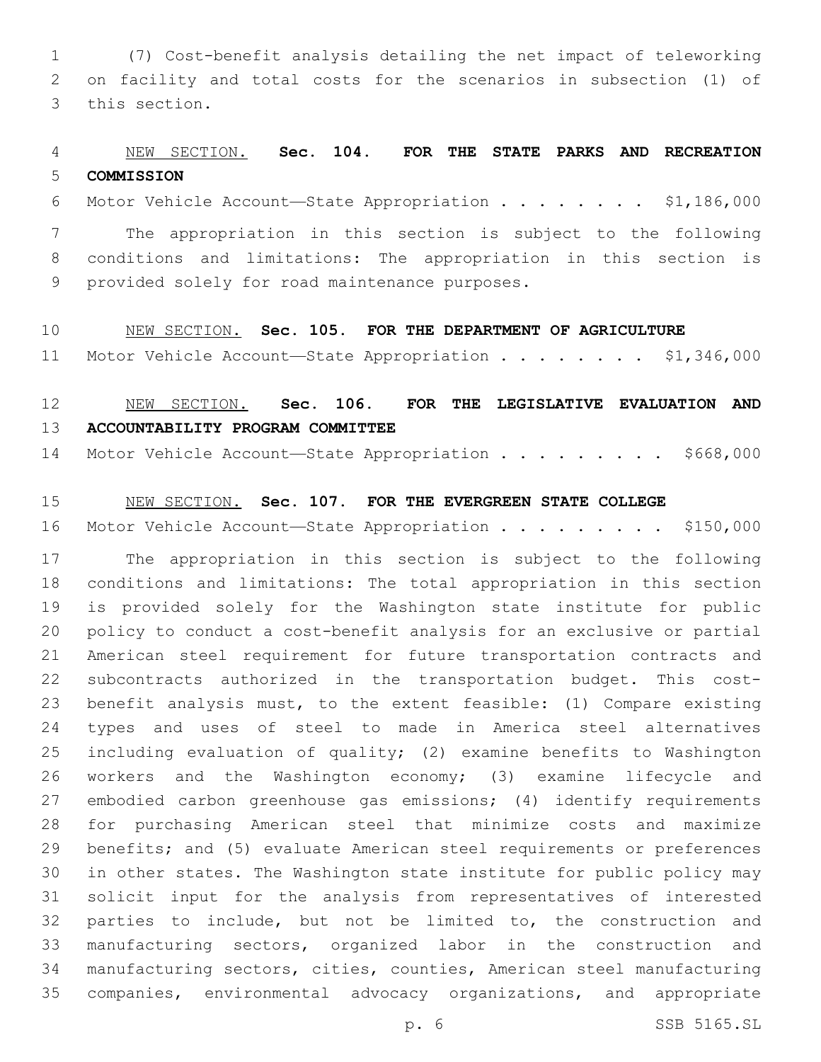(7) Cost-benefit analysis detailing the net impact of teleworking on facility and total costs for the scenarios in subsection (1) of this section.

NEW SECTION. **Sec. 104. FOR THE STATE PARKS AND RECREATION COMMISSION**

Motor Vehicle Account—State Appropriation . . . . . . . . $1,186,000

The appropriation in this section is subject to the following conditions and limitations: The appropriation in this section is provided solely for road maintenance purposes.

NEW SECTION. **Sec. 105. FOR THE DEPARTMENT OF AGRICULTURE**

Motor Vehicle Account—State Appropriation . . . . . . . . $1,346,000

NEW SECTION. **Sec. 106. FOR THE LEGISLATIVE EVALUATION AND ACCOUNTABILITY PROGRAM COMMITTEE**

Motor Vehicle Account—State Appropriation . . . . . . . . . $668,000

NEW SECTION. **Sec. 107. FOR THE EVERGREEN STATE COLLEGE**

Motor Vehicle Account—State Appropriation . . . . . . . . . $150,000

The appropriation in this section is subject to the following conditions and limitations: The total appropriation in this section is provided solely for the Washington state institute for public policy to conduct a cost-benefit analysis for an exclusive or partial American steel requirement for future transportation contracts and subcontracts authorized in the transportation budget. This cost-benefit analysis must, to the extent feasible: (1) Compare existing types and uses of steel to made in America steel alternatives including evaluation of quality; (2) examine benefits to Washington workers and the Washington economy; (3) examine lifecycle and embodied carbon greenhouse gas emissions; (4) identify requirements for purchasing American steel that minimize costs and maximize benefits; and (5) evaluate American steel requirements or preferences in other states. The Washington state institute for public policy may solicit input for the analysis from representatives of interested parties to include, but not be limited to, the construction and manufacturing sectors, organized labor in the construction and manufacturing sectors, cities, counties, American steel manufacturing companies, environmental advocacy organizations, and appropriate